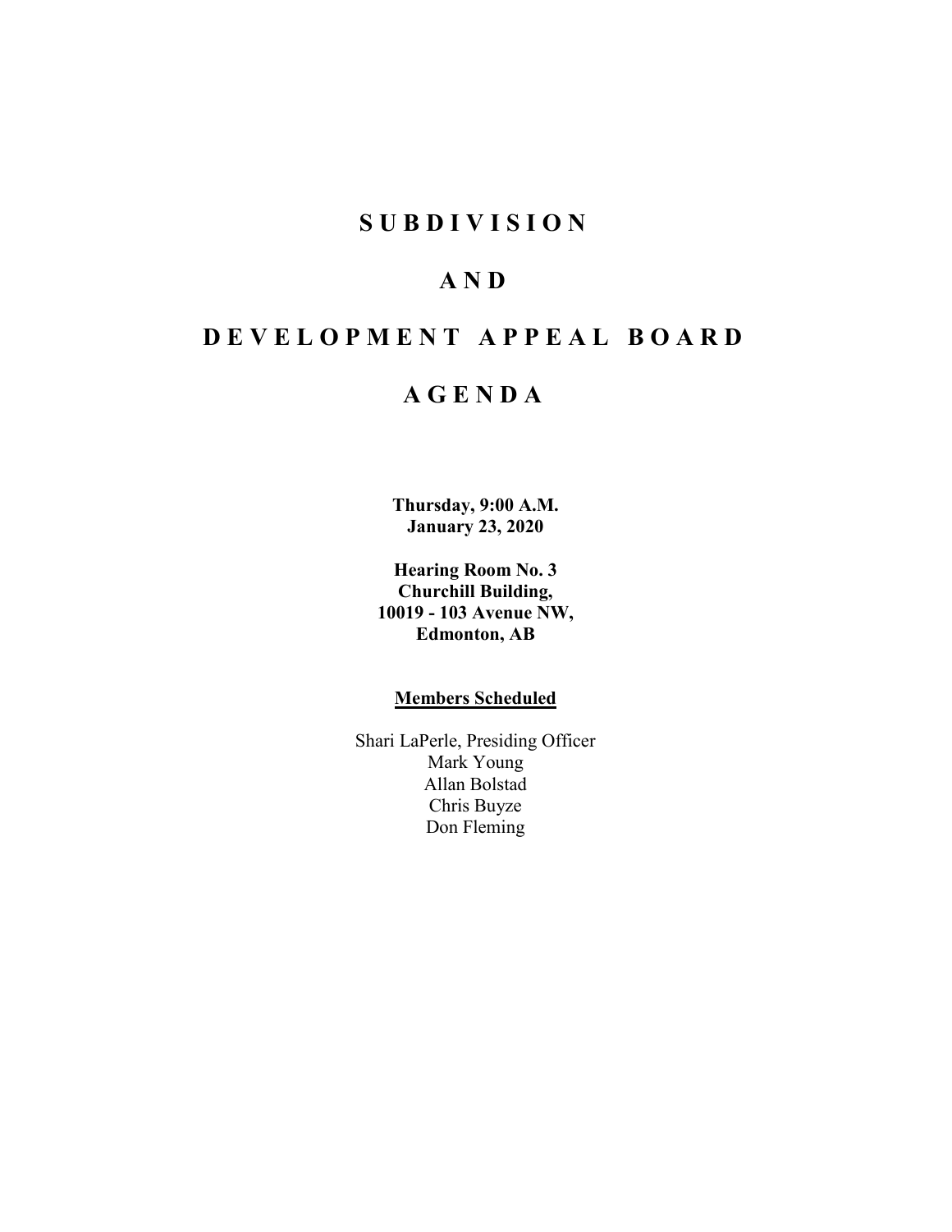# S U B D I V I S I O N

# A N D

# D E V E L O P M E N T A P P E A L B O A R D

# A G E N D A

**Thursday, 9:00 A.M.**
**January 23, 2020**

**Hearing Room No. 3**
**Churchill Building,**
**10019 - 103 Avenue NW,**
**Edmonton, AB**

**Members Scheduled**

Shari LaPerle, Presiding Officer
Mark Young
Allan Bolstad
Chris Buyze
Don Fleming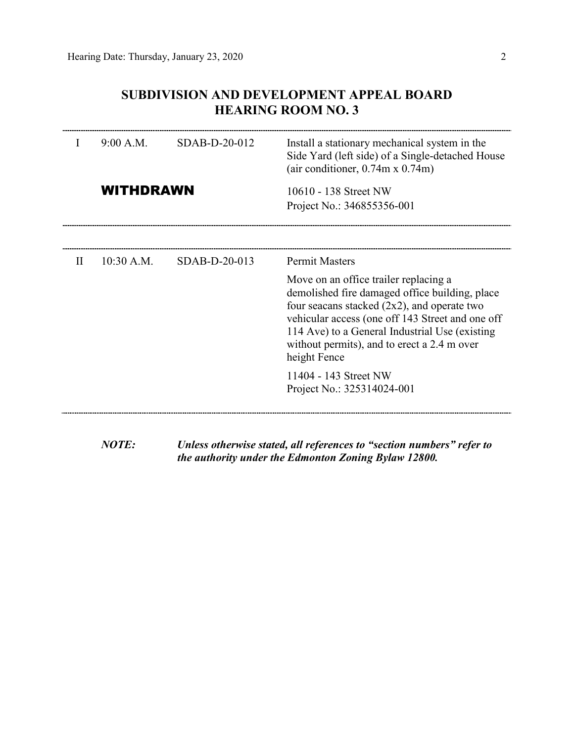## SUBDIVISION AND DEVELOPMENT APPEAL BOARD
## HEARING ROOM NO. 3

| | | | |
|---|---|---|---|
| I | 9:00 A.M. | SDAB-D-20-012 | Install a stationary mechanical system in the Side Yard (left side) of a Single-detached House (air conditioner, 0.74m x 0.74m) |
| | **WITHDRAWN** | | 10610 - 138 Street NW<br>Project No.: 346855356-001 |

| | | | |
|---|---|---|---|
| II | 10:30 A.M. | SDAB-D-20-013 | Permit Masters<br><br>Move on an office trailer replacing a demolished fire damaged office building, place four seacans stacked (2x2), and operate two vehicular access (one off 143 Street and one off 114 Ave) to a General Industrial Use (existing without permits), and to erect a 2.4 m over height Fence<br><br>11404 - 143 Street NW<br>Project No.: 325314024-001 |

***NOTE:*** ***Unless otherwise stated, all references to "section numbers" refer to the authority under the Edmonton Zoning Bylaw 12800.***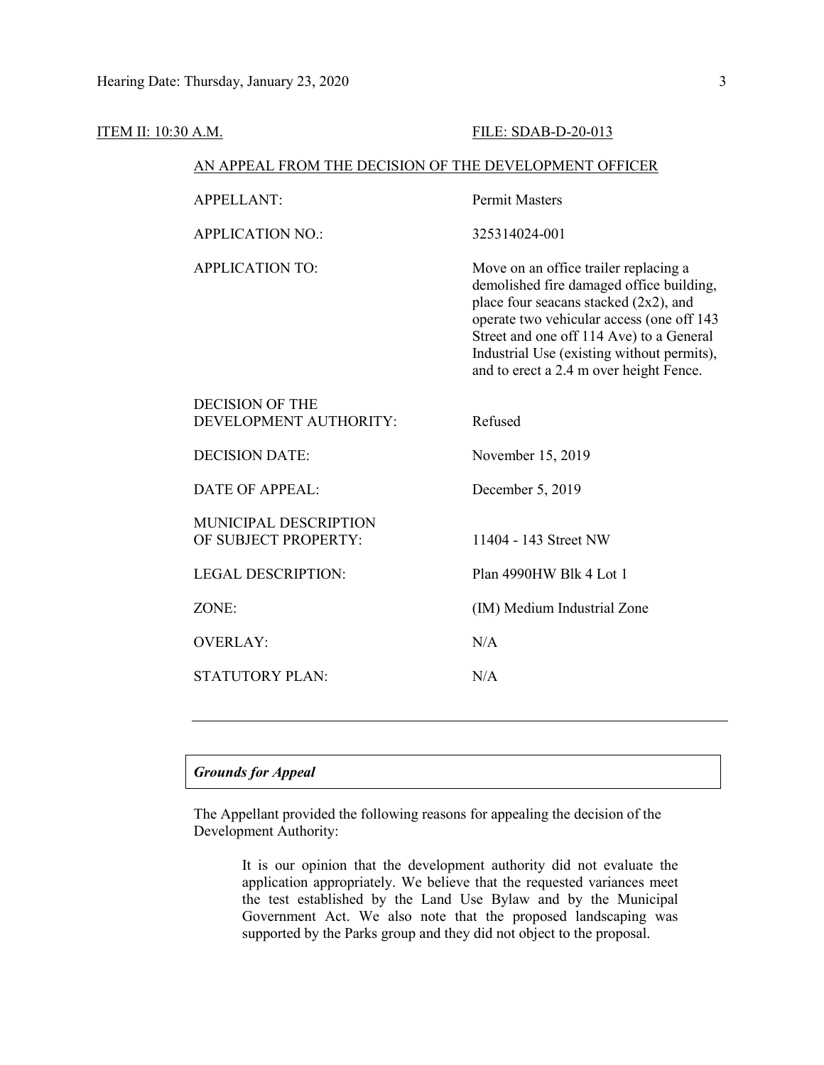ITEM II: 10:30 A.M. FILE: SDAB-D-20-013

AN APPEAL FROM THE DECISION OF THE DEVELOPMENT OFFICER

| | |
|---|---|
| APPELLANT: | Permit Masters |
| APPLICATION NO.: | 325314024-001 |
| APPLICATION TO: | Move on an office trailer replacing a demolished fire damaged office building, place four seacans stacked (2x2), and operate two vehicular access (one off 143 Street and one off 114 Ave) to a General Industrial Use (existing without permits), and to erect a 2.4 m over height Fence. |
| DECISION OF THE DEVELOPMENT AUTHORITY: | Refused |
| DECISION DATE: | November 15, 2019 |
| DATE OF APPEAL: | December 5, 2019 |
| MUNICIPAL DESCRIPTION OF SUBJECT PROPERTY: | 11404 - 143 Street NW |
| LEGAL DESCRIPTION: | Plan 4990HW Blk 4 Lot 1 |
| ZONE: | (IM) Medium Industrial Zone |
| OVERLAY: | N/A |
| STATUTORY PLAN: | N/A |

---

***Grounds for Appeal***

The Appellant provided the following reasons for appealing the decision of the Development Authority:

> It is our opinion that the development authority did not evaluate the application appropriately. We believe that the requested variances meet the test established by the Land Use Bylaw and by the Municipal Government Act. We also note that the proposed landscaping was supported by the Parks group and they did not object to the proposal.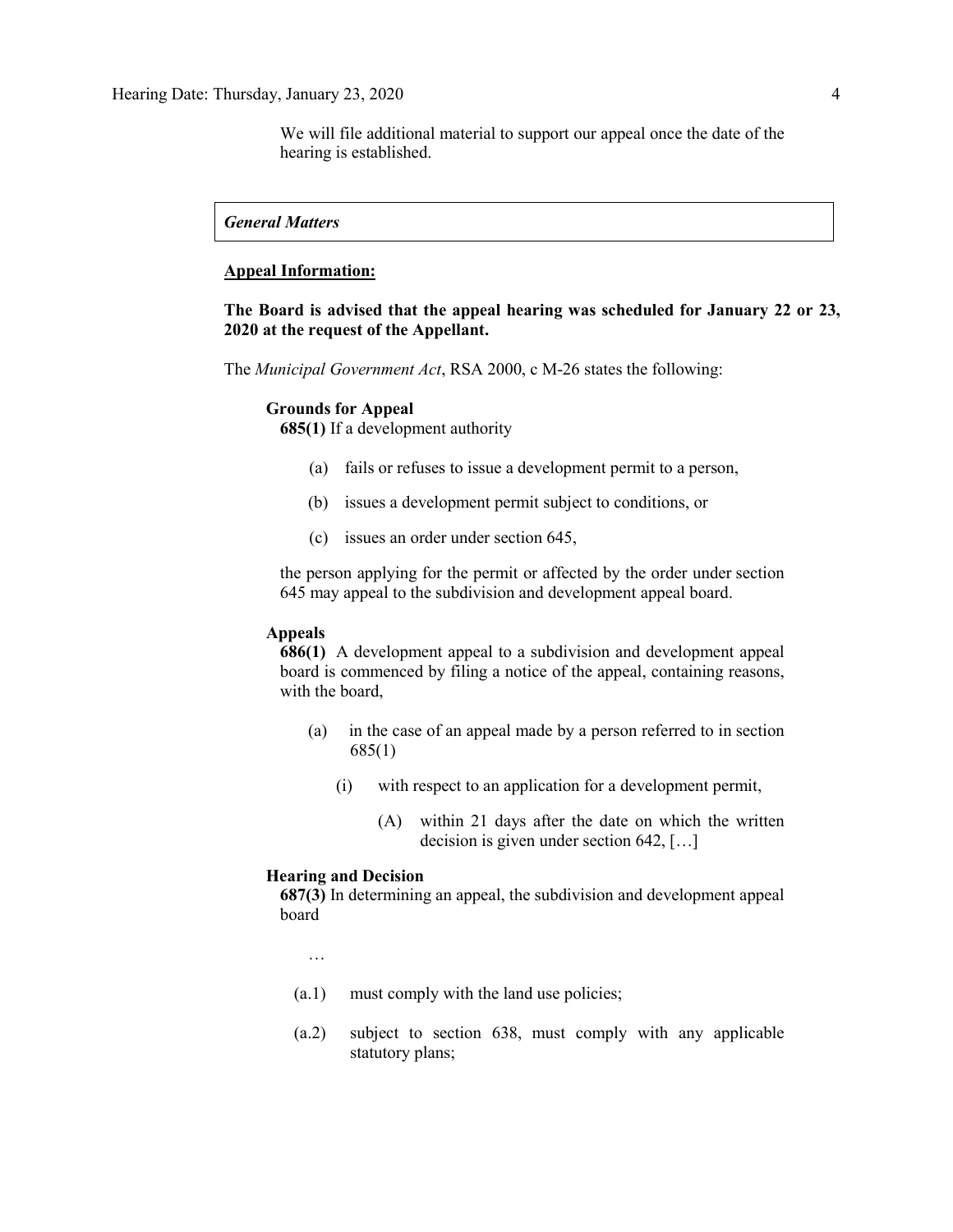We will file additional material to support our appeal once the date of the hearing is established.

*General Matters*

**Appeal Information:**

**The Board is advised that the appeal hearing was scheduled for January 22 or 23, 2020 at the request of the Appellant.**

The *Municipal Government Act*, RSA 2000, c M-26 states the following:

**Grounds for Appeal**

**685(1)** If a development authority

(a) fails or refuses to issue a development permit to a person,

(b) issues a development permit subject to conditions, or

(c) issues an order under section 645,

the person applying for the permit or affected by the order under section 645 may appeal to the subdivision and development appeal board.

**Appeals**

**686(1)** A development appeal to a subdivision and development appeal board is commenced by filing a notice of the appeal, containing reasons, with the board,

(a) in the case of an appeal made by a person referred to in section 685(1)

(i) with respect to an application for a development permit,

(A) within 21 days after the date on which the written decision is given under section 642, […]

**Hearing and Decision**

**687(3)** In determining an appeal, the subdivision and development appeal board

…

(a.1) must comply with the land use policies;

(a.2) subject to section 638, must comply with any applicable statutory plans;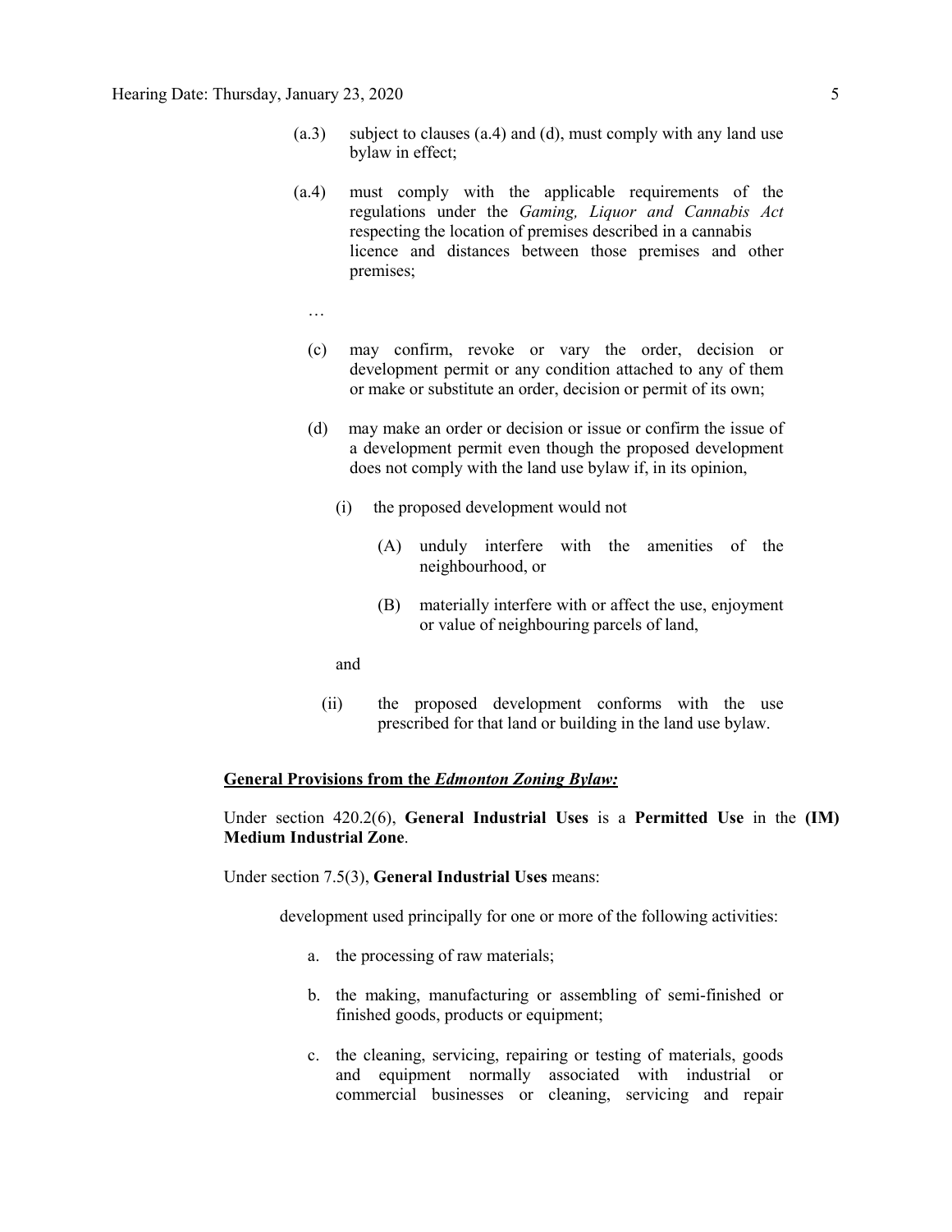(a.3) subject to clauses (a.4) and (d), must comply with any land use bylaw in effect;

(a.4) must comply with the applicable requirements of the regulations under the *Gaming, Liquor and Cannabis Act* respecting the location of premises described in a cannabis licence and distances between those premises and other premises;

…

(c) may confirm, revoke or vary the order, decision or development permit or any condition attached to any of them or make or substitute an order, decision or permit of its own;

(d) may make an order or decision or issue or confirm the issue of a development permit even though the proposed development does not comply with the land use bylaw if, in its opinion,

(i) the proposed development would not

(A) unduly interfere with the amenities of the neighbourhood, or

(B) materially interfere with or affect the use, enjoyment or value of neighbouring parcels of land,

and

(ii) the proposed development conforms with the use prescribed for that land or building in the land use bylaw.

**General Provisions from the *Edmonton Zoning Bylaw:***

Under section 420.2(6), **General Industrial Uses** is a **Permitted Use** in the **(IM) Medium Industrial Zone**.

Under section 7.5(3), **General Industrial Uses** means:

development used principally for one or more of the following activities:

a. the processing of raw materials;

b. the making, manufacturing or assembling of semi-finished or finished goods, products or equipment;

c. the cleaning, servicing, repairing or testing of materials, goods and equipment normally associated with industrial or commercial businesses or cleaning, servicing and repair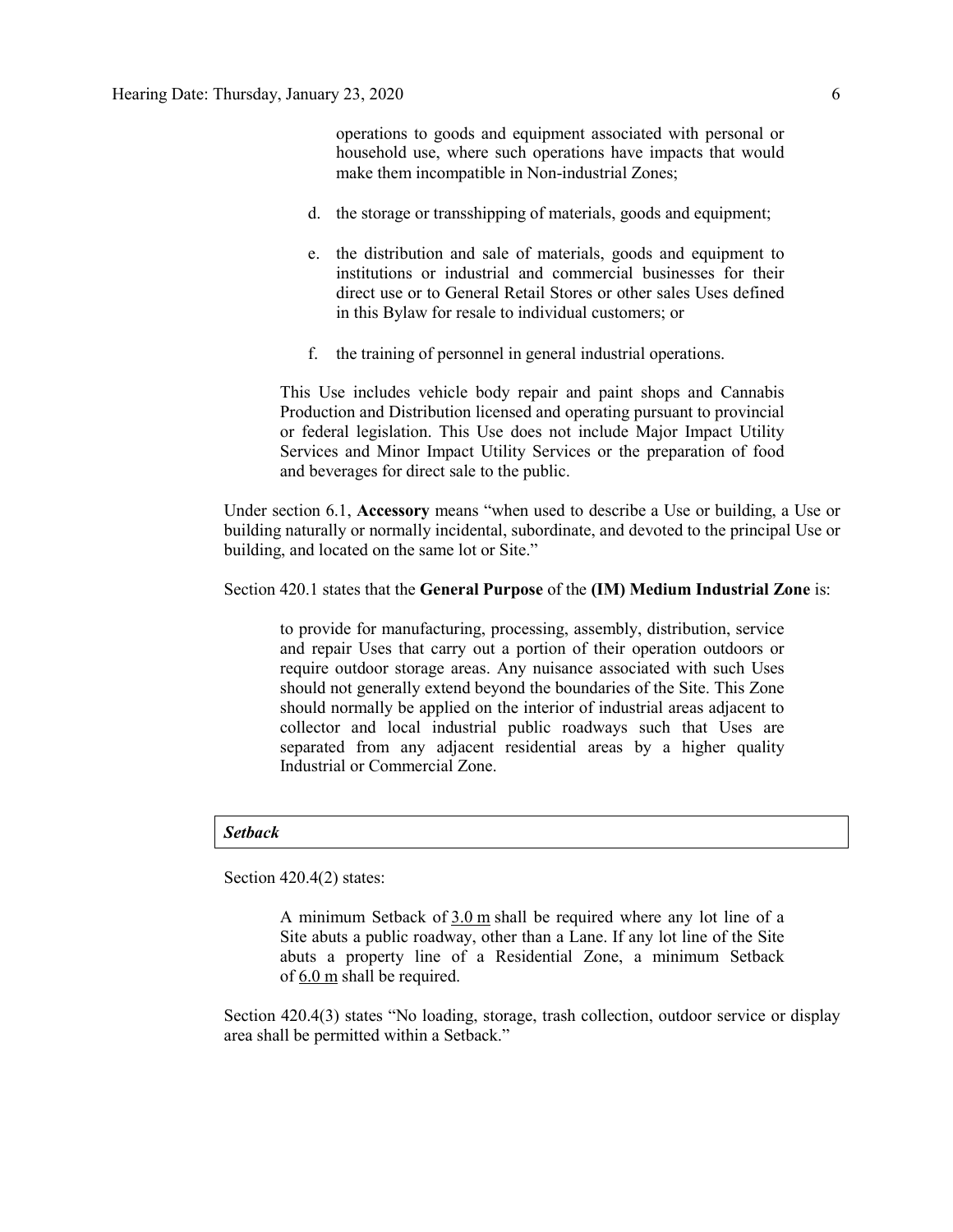> operations to goods and equipment associated with personal or household use, where such operations have impacts that would make them incompatible in Non-industrial Zones;
>
> d. the storage or transshipping of materials, goods and equipment;
>
> e. the distribution and sale of materials, goods and equipment to institutions or industrial and commercial businesses for their direct use or to General Retail Stores or other sales Uses defined in this Bylaw for resale to individual customers; or
>
> f. the training of personnel in general industrial operations.
>
> This Use includes vehicle body repair and paint shops and Cannabis Production and Distribution licensed and operating pursuant to provincial or federal legislation. This Use does not include Major Impact Utility Services and Minor Impact Utility Services or the preparation of food and beverages for direct sale to the public.

Under section 6.1, **Accessory** means "when used to describe a Use or building, a Use or building naturally or normally incidental, subordinate, and devoted to the principal Use or building, and located on the same lot or Site."

Section 420.1 states that the **General Purpose** of the **(IM) Medium Industrial Zone** is:

> to provide for manufacturing, processing, assembly, distribution, service and repair Uses that carry out a portion of their operation outdoors or require outdoor storage areas. Any nuisance associated with such Uses should not generally extend beyond the boundaries of the Site. This Zone should normally be applied on the interior of industrial areas adjacent to collector and local industrial public roadways such that Uses are separated from any adjacent residential areas by a higher quality Industrial or Commercial Zone.

***Setback***

Section 420.4(2) states:

> A minimum Setback of 3.0 m shall be required where any lot line of a Site abuts a public roadway, other than a Lane. If any lot line of the Site abuts a property line of a Residential Zone, a minimum Setback of 6.0 m shall be required.

Section 420.4(3) states "No loading, storage, trash collection, outdoor service or display area shall be permitted within a Setback."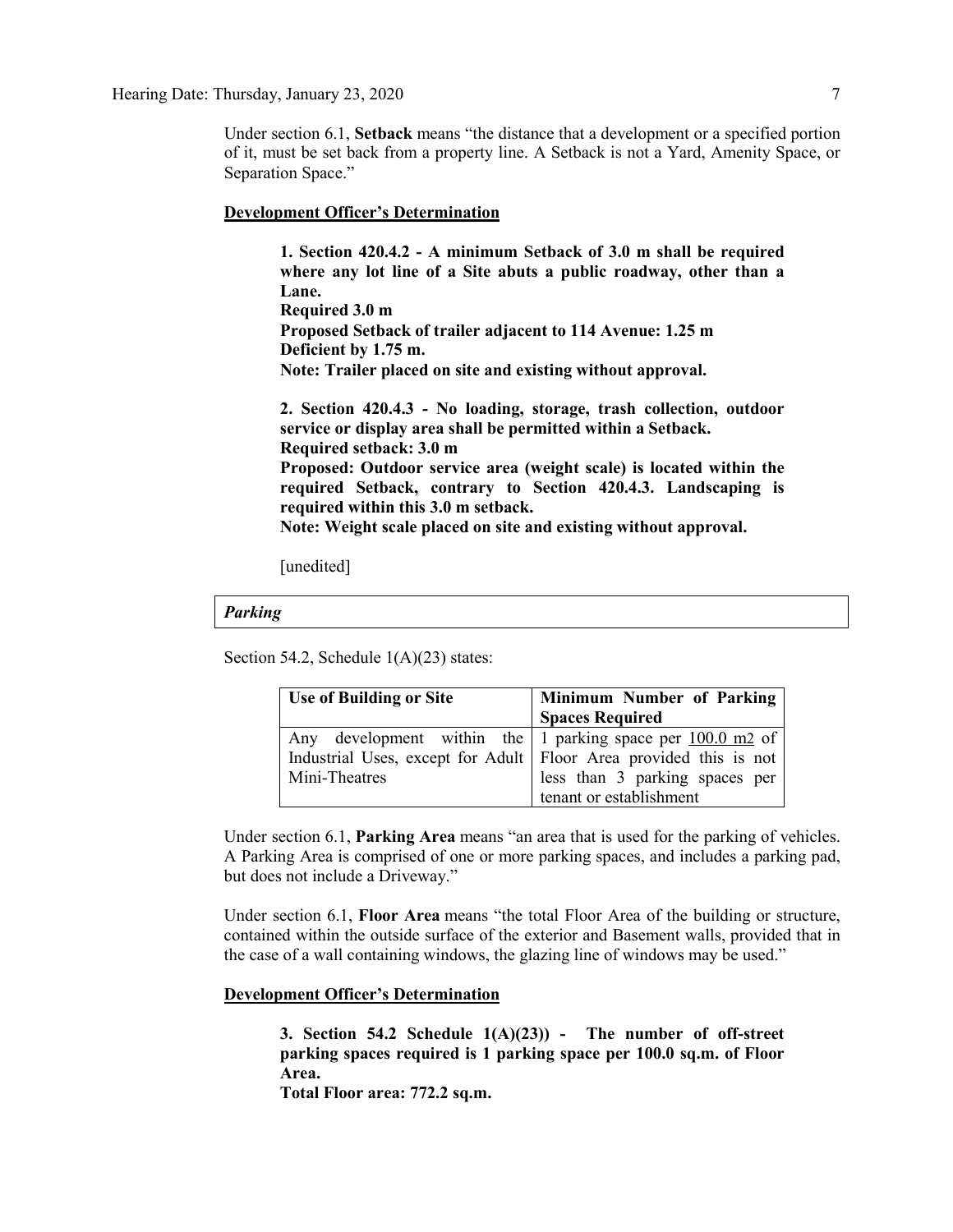Under section 6.1, **Setback** means "the distance that a development or a specified portion of it, must be set back from a property line. A Setback is not a Yard, Amenity Space, or Separation Space."

**Development Officer's Determination**

> **1. Section 420.4.2 - A minimum Setback of 3.0 m shall be required where any lot line of a Site abuts a public roadway, other than a Lane.**
> **Required 3.0 m**
> **Proposed Setback of trailer adjacent to 114 Avenue: 1.25 m**
> **Deficient by 1.75 m.**
> **Note: Trailer placed on site and existing without approval.**
>
> **2. Section 420.4.3 - No loading, storage, trash collection, outdoor service or display area shall be permitted within a Setback.**
> **Required setback: 3.0 m**
> **Proposed: Outdoor service area (weight scale) is located within the required Setback, contrary to Section 420.4.3. Landscaping is required within this 3.0 m setback.**
> **Note: Weight scale placed on site and existing without approval.**
>
> [unedited]

### *Parking*

Section 54.2, Schedule 1(A)(23) states:

| Use of Building or Site | Minimum Number of Parking Spaces Required |
|---|---|
| Any development within the Industrial Uses, except for Adult Mini-Theatres | 1 parking space per 100.0 m2 of Floor Area provided this is not less than 3 parking spaces per tenant or establishment |

Under section 6.1, **Parking Area** means "an area that is used for the parking of vehicles. A Parking Area is comprised of one or more parking spaces, and includes a parking pad, but does not include a Driveway."

Under section 6.1, **Floor Area** means "the total Floor Area of the building or structure, contained within the outside surface of the exterior and Basement walls, provided that in the case of a wall containing windows, the glazing line of windows may be used."

**Development Officer's Determination**

> **3. Section 54.2 Schedule 1(A)(23)) - The number of off-street parking spaces required is 1 parking space per 100.0 sq.m. of Floor Area.**
> **Total Floor area: 772.2 sq.m.**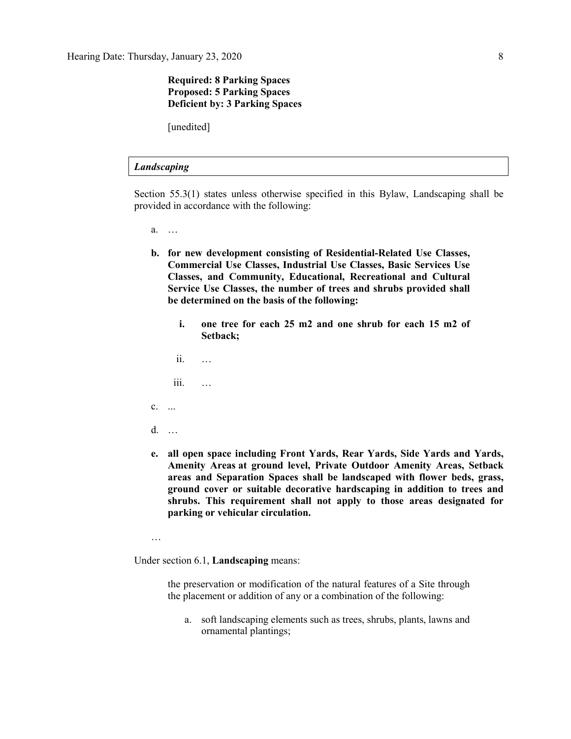**Required: 8 Parking Spaces**
**Proposed: 5 Parking Spaces**
**Deficient by: 3 Parking Spaces**

[unedited]

***Landscaping***

Section 55.3(1) states unless otherwise specified in this Bylaw, Landscaping shall be provided in accordance with the following:

a. …

**b. for new development consisting of Residential-Related Use Classes, Commercial Use Classes, Industrial Use Classes, Basic Services Use Classes, and Community, Educational, Recreational and Cultural Service Use Classes, the number of trees and shrubs provided shall be determined on the basis of the following:**

  **i. one tree for each 25 m2 and one shrub for each 15 m2 of Setback;**

  ii. …

  iii. …

c. ...

d. …

**e. all open space including Front Yards, Rear Yards, Side Yards and Yards, Amenity Areas at ground level, Private Outdoor Amenity Areas, Setback areas and Separation Spaces shall be landscaped with flower beds, grass, ground cover or suitable decorative hardscaping in addition to trees and shrubs. This requirement shall not apply to those areas designated for parking or vehicular circulation.**

…

Under section 6.1, **Landscaping** means:

> the preservation or modification of the natural features of a Site through the placement or addition of any or a combination of the following:
>
> a. soft landscaping elements such as trees, shrubs, plants, lawns and ornamental plantings;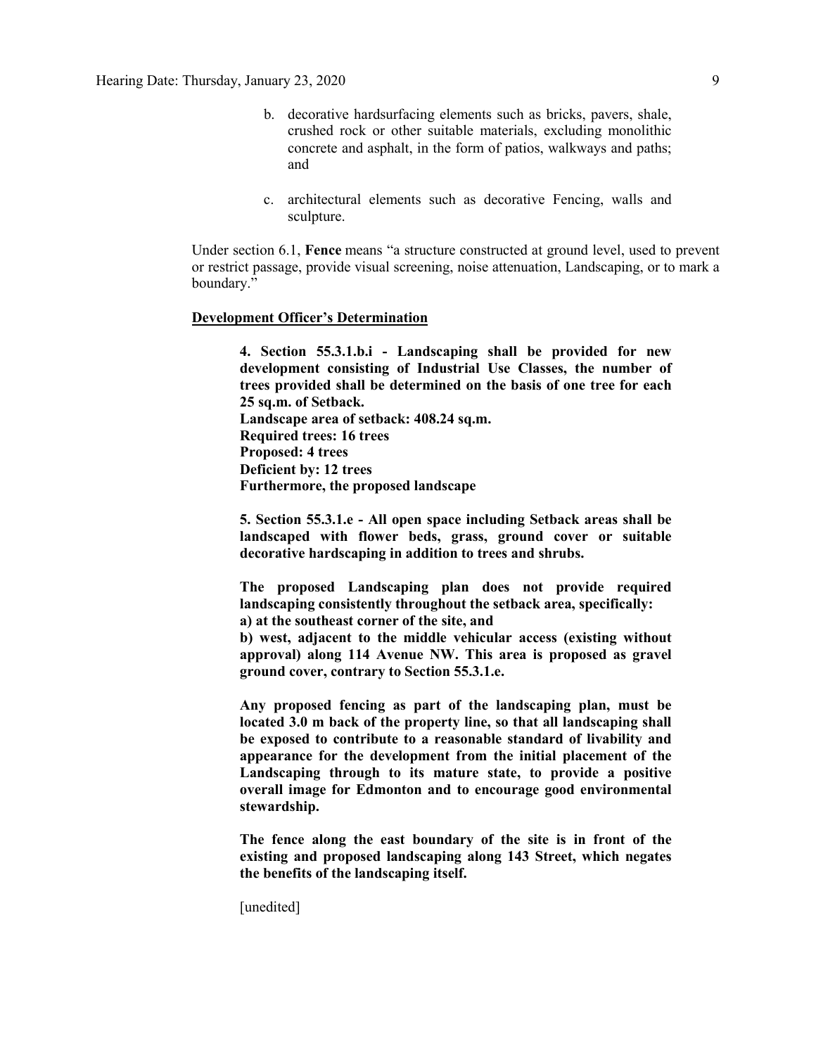b. decorative hardsurfacing elements such as bricks, pavers, shale, crushed rock or other suitable materials, excluding monolithic concrete and asphalt, in the form of patios, walkways and paths; and

c. architectural elements such as decorative Fencing, walls and sculpture.

Under section 6.1, **Fence** means "a structure constructed at ground level, used to prevent or restrict passage, provide visual screening, noise attenuation, Landscaping, or to mark a boundary."

**Development Officer's Determination**

> **4. Section 55.3.1.b.i - Landscaping shall be provided for new development consisting of Industrial Use Classes, the number of trees provided shall be determined on the basis of one tree for each 25 sq.m. of Setback.**
> **Landscape area of setback: 408.24 sq.m.**
> **Required trees: 16 trees**
> **Proposed: 4 trees**
> **Deficient by: 12 trees**
> **Furthermore, the proposed landscape**
>
> **5. Section 55.3.1.e - All open space including Setback areas shall be landscaped with flower beds, grass, ground cover or suitable decorative hardscaping in addition to trees and shrubs.**
>
> **The proposed Landscaping plan does not provide required landscaping consistently throughout the setback area, specifically:**
> **a) at the southeast corner of the site, and**
> **b) west, adjacent to the middle vehicular access (existing without approval) along 114 Avenue NW. This area is proposed as gravel ground cover, contrary to Section 55.3.1.e.**
>
> **Any proposed fencing as part of the landscaping plan, must be located 3.0 m back of the property line, so that all landscaping shall be exposed to contribute to a reasonable standard of livability and appearance for the development from the initial placement of the Landscaping through to its mature state, to provide a positive overall image for Edmonton and to encourage good environmental stewardship.**
>
> **The fence along the east boundary of the site is in front of the existing and proposed landscaping along 143 Street, which negates the benefits of the landscaping itself.**
>
> [unedited]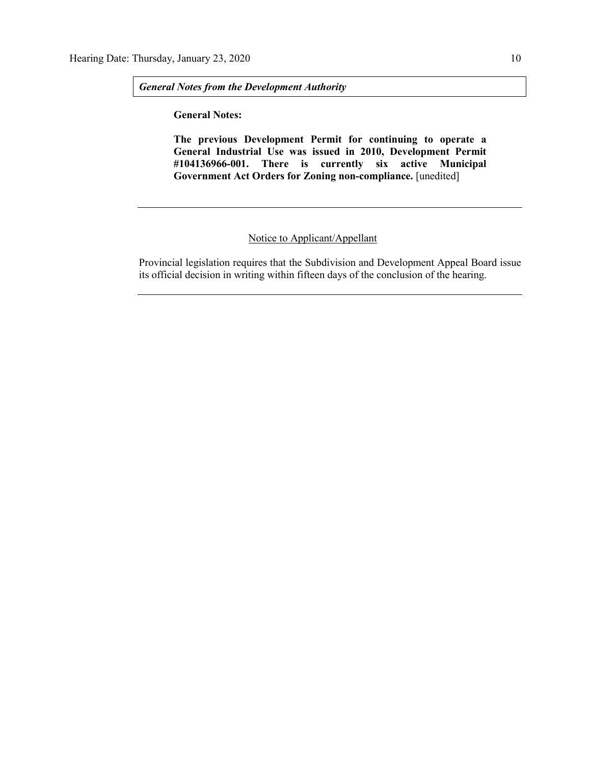***General Notes from the Development Authority***

**General Notes:**

**The previous Development Permit for continuing to operate a General Industrial Use was issued in 2010, Development Permit #104136966-001. There is currently six active Municipal Government Act Orders for Zoning non-compliance.** [unedited]

---

Notice to Applicant/Appellant

Provincial legislation requires that the Subdivision and Development Appeal Board issue its official decision in writing within fifteen days of the conclusion of the hearing.

---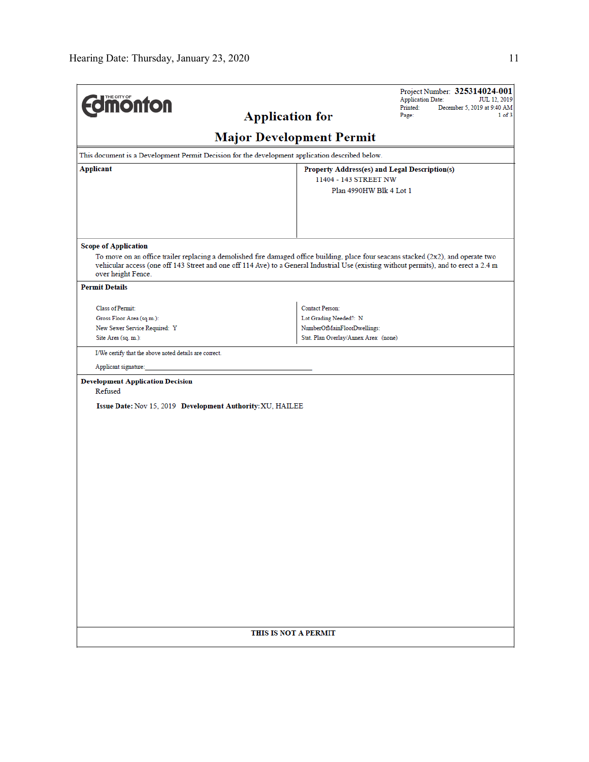THE CITY OF **Edmonton**

Project Number: **325314024-001**
Application Date: JUL 12, 2019
Printed: December 5, 2019 at 9:40 AM
Page: 1 of 3

# Application for

# Major Development Permit

This document is a Development Permit Decision for the development application described below.

| **Applicant** | **Property Address(es) and Legal Description(s)** |
|---|---|
| | 11404 - 143 STREET NW<br>Plan 4990HW Blk 4 Lot 1 |

**Scope of Application**

To move on an office trailer replacing a demolished fire damaged office building, place four seacans stacked (2x2), and operate two vehicular access (one off 143 Street and one off 114 Ave) to a General Industrial Use (existing without permits), and to erect a 2.4 m over height Fence.

**Permit Details**

| | |
|---|---|
| Class of Permit: | Contact Person: |
| Gross Floor Area (sq.m.): | Lot Grading Needed?: N |
| New Sewer Service Required: Y | NumberOfMainFloorDwellings: |
| Site Area (sq. m.): | Stat. Plan Overlay/Annex Area: (none) |

I/We certify that the above noted details are correct.

Applicant signature:_______________________________________________

**Development Application Decision**

Refused

**Issue Date:** Nov 15, 2019 **Development Authority:** XU, HAILEE

**THIS IS NOT A PERMIT**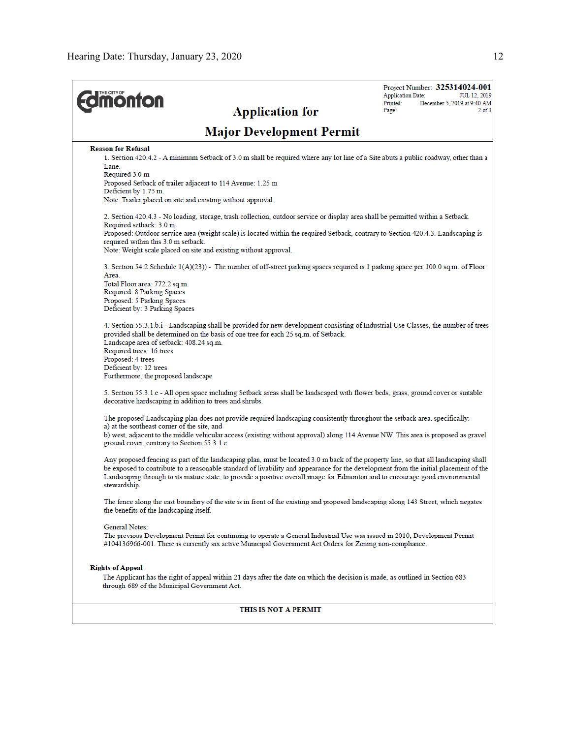**Project Number:** 325314024-001
Application Date: JUL 12, 2019
Printed: December 5, 2019 at 9:40 AM

# Application for

# Major Development Permit

**Reason for Refusal**

1. Section 420.4.2 - A minimum Setback of 3.0 m shall be required where any lot line of a Site abuts a public roadway, other than a Lane.
Required 3.0 m
Proposed Setback of trailer adjacent to 114 Avenue: 1.25 m
Deficient by 1.75 m.
Note: Trailer placed on site and existing without approval.

2. Section 420.4.3 - No loading, storage, trash collection, outdoor service or display area shall be permitted within a Setback.
Required setback: 3.0 m
Proposed: Outdoor service area (weight scale) is located within the required Setback, contrary to Section 420.4.3. Landscaping is required within this 3.0 m setback.
Note: Weight scale placed on site and existing without approval.

3. Section 54.2 Schedule 1(A)(23)) - The number of off-street parking spaces required is 1 parking space per 100.0 sq.m. of Floor Area.
Total Floor area: 772.2 sq.m.
Required: 8 Parking Spaces
Proposed: 5 Parking Spaces
Deficient by: 3 Parking Spaces

4. Section 55.3.1.b.i - Landscaping shall be provided for new development consisting of Industrial Use Classes, the number of trees provided shall be determined on the basis of one tree for each 25 sq.m. of Setback.
Landscape area of setback: 408.24 sq.m.
Required trees: 16 trees
Proposed: 4 trees
Deficient by: 12 trees
Furthermore, the proposed landscape

5. Section 55.3.1.e - All open space including Setback areas shall be landscaped with flower beds, grass, ground cover or suitable decorative hardscaping in addition to trees and shrubs.

The proposed Landscaping plan does not provide required landscaping consistently throughout the setback area, specifically:
a) at the southeast corner of the site, and
b) west, adjacent to the middle vehicular access (existing without approval) along 114 Avenue NW. This area is proposed as gravel ground cover, contrary to Section 55.3.1.e.

Any proposed fencing as part of the landscaping plan, must be located 3.0 m back of the property line, so that all landscaping shall be exposed to contribute to a reasonable standard of livability and appearance for the development from the initial placement of the Landscaping through to its mature state, to provide a positive overall image for Edmonton and to encourage good environmental stewardship.

The fence along the east boundary of the site is in front of the existing and proposed landscaping along 143 Street, which negates the benefits of the landscaping itself.

General Notes:
The previous Development Permit for continuing to operate a General Industrial Use was issued in 2010, Development Permit #104136966-001. There is currently six active Municipal Government Act Orders for Zoning non-compliance.

**Rights of Appeal**

The Applicant has the right of appeal within 21 days after the date on which the decision is made, as outlined in Section 683 through 689 of the Municipal Government Act.

**THIS IS NOT A PERMIT**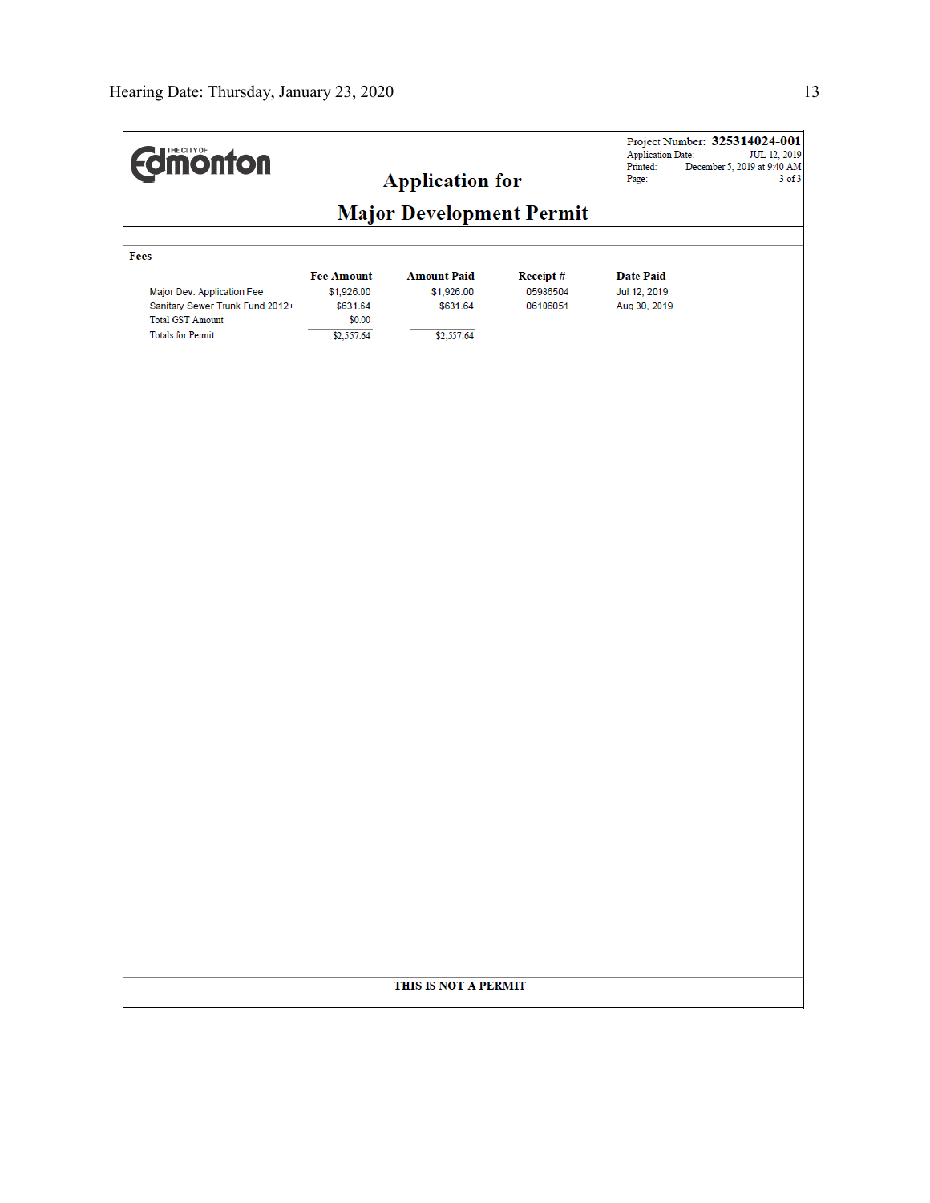THE CITY OF Edmonton

Project Number: **325314024-001**
Application Date: JUL 12, 2019
Printed: December 5, 2019 at 9:40 AM
Page: 3 of 3

# Application for
# Major Development Permit

**Fees**

| | Fee Amount | Amount Paid | Receipt # | Date Paid |
|---|---|---|---|---|
| Major Dev. Application Fee | $1,926.00 | $1,926.00 | 05986504 | Jul 12, 2019 |
| Sanitary Sewer Trunk Fund 2012+ | $631.64 | $631.64 | 06106051 | Aug 30, 2019 |
| Total GST Amount: | $0.00 | | | |
| Totals for Permit: | $2,557.64 | $2,557.64 | | |

**THIS IS NOT A PERMIT**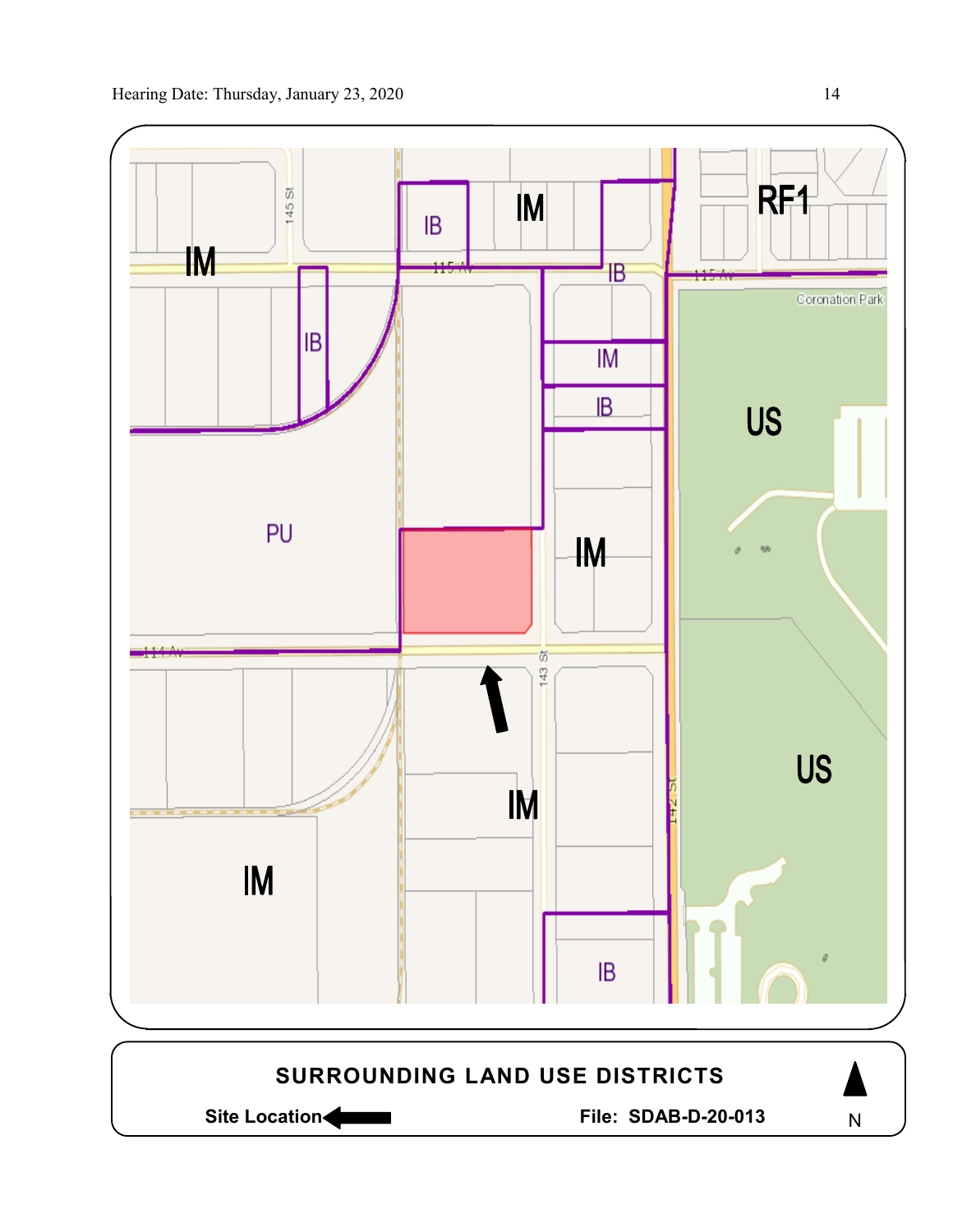IM

IB

IM

RF1

IB

IB

IM

IB

US

PU

IM

IM

IM

US

IB

145 St

115 Av

115 Av

Coronation Park

114 Av

143 St

142 St

**SURROUNDING LAND USE DISTRICTS**

**Site Location**

**File: SDAB-D-20-013**

N